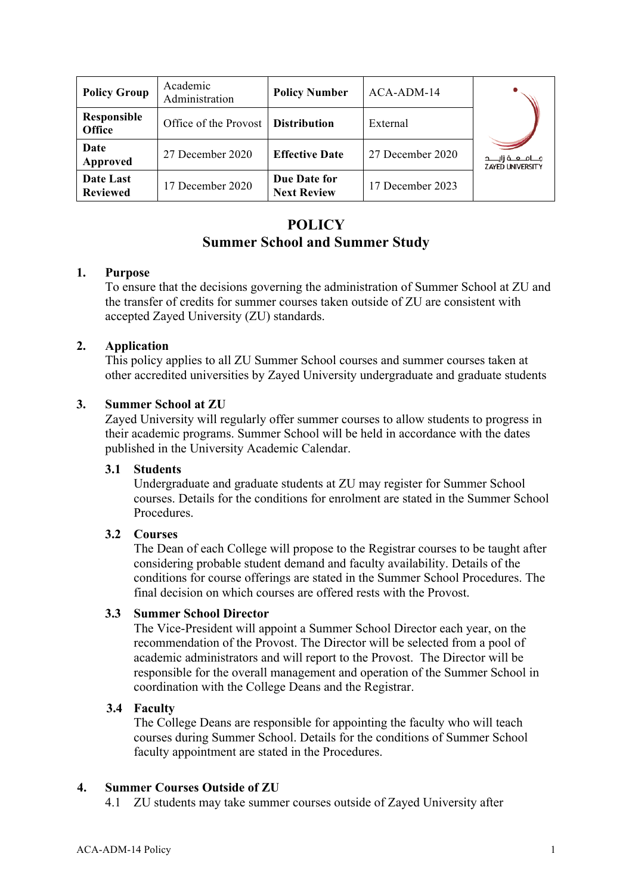| Policy Group | Academic Administration | Policy Number | ACA-ADM-14 |
|---|---|---|---|
| Responsible Office | Office of the Provost | Distribution | External |
| Date Approved | 27 December 2020 | Effective Date | 27 December 2020 |
| Date Last Reviewed | 17 December 2020 | Due Date for Next Review | 17 December 2023 |

# POLICY
# Summer School and Summer Study

## 1. Purpose

To ensure that the decisions governing the administration of Summer School at ZU and the transfer of credits for summer courses taken outside of ZU are consistent with accepted Zayed University (ZU) standards.

## 2. Application

This policy applies to all ZU Summer School courses and summer courses taken at other accredited universities by Zayed University undergraduate and graduate students

## 3. Summer School at ZU

Zayed University will regularly offer summer courses to allow students to progress in their academic programs. Summer School will be held in accordance with the dates published in the University Academic Calendar.

### 3.1 Students

Undergraduate and graduate students at ZU may register for Summer School courses. Details for the conditions for enrolment are stated in the Summer School Procedures.

### 3.2 Courses

The Dean of each College will propose to the Registrar courses to be taught after considering probable student demand and faculty availability. Details of the conditions for course offerings are stated in the Summer School Procedures. The final decision on which courses are offered rests with the Provost.

### 3.3 Summer School Director

The Vice-President will appoint a Summer School Director each year, on the recommendation of the Provost. The Director will be selected from a pool of academic administrators and will report to the Provost. The Director will be responsible for the overall management and operation of the Summer School in coordination with the College Deans and the Registrar.

### 3.4 Faculty

The College Deans are responsible for appointing the faculty who will teach courses during Summer School. Details for the conditions of Summer School faculty appointment are stated in the Procedures.

## 4. Summer Courses Outside of ZU

4.1 ZU students may take summer courses outside of Zayed University after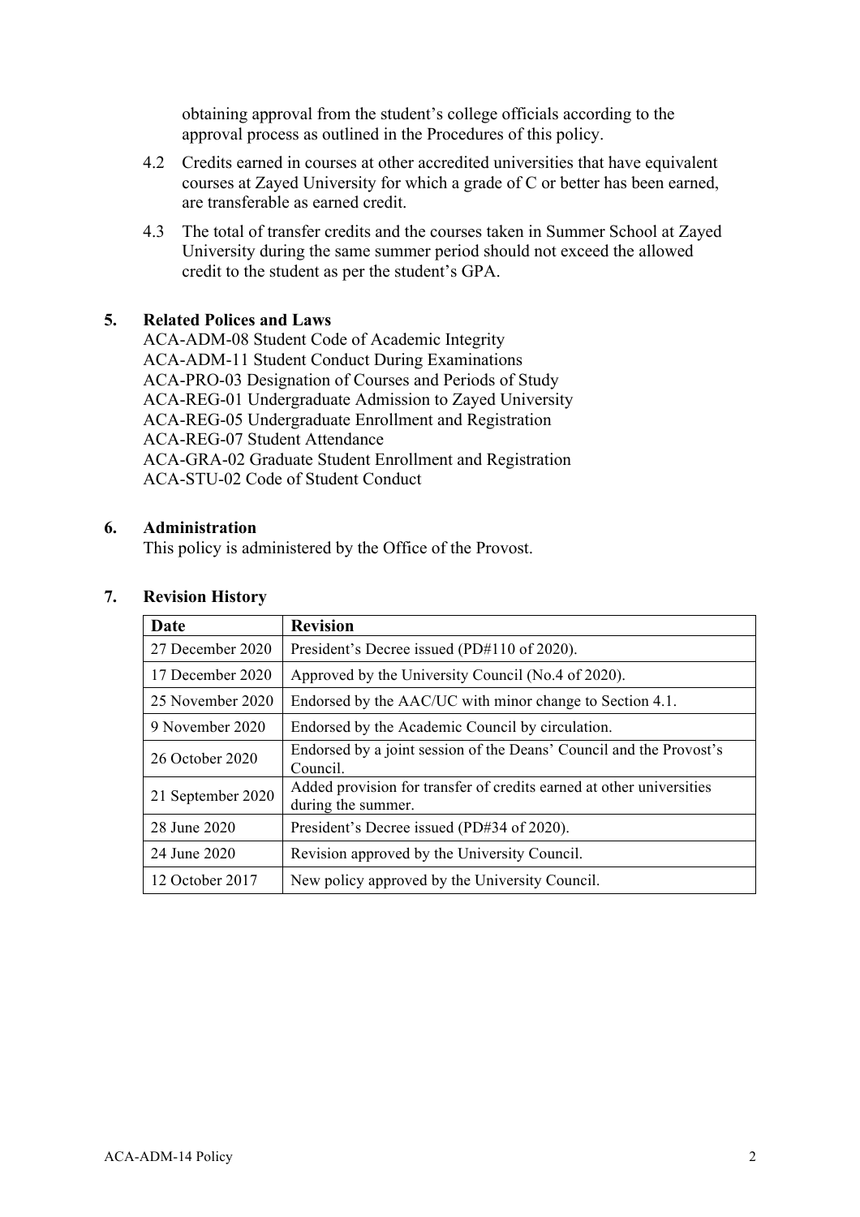obtaining approval from the student's college officials according to the approval process as outlined in the Procedures of this policy.

4.2 Credits earned in courses at other accredited universities that have equivalent courses at Zayed University for which a grade of C or better has been earned, are transferable as earned credit.

4.3 The total of transfer credits and the courses taken in Summer School at Zayed University during the same summer period should not exceed the allowed credit to the student as per the student's GPA.

## 5. Related Polices and Laws

ACA-ADM-08 Student Code of Academic Integrity
ACA-ADM-11 Student Conduct During Examinations
ACA-PRO-03 Designation of Courses and Periods of Study
ACA-REG-01 Undergraduate Admission to Zayed University
ACA-REG-05 Undergraduate Enrollment and Registration
ACA-REG-07 Student Attendance
ACA-GRA-02 Graduate Student Enrollment and Registration
ACA-STU-02 Code of Student Conduct

## 6. Administration

This policy is administered by the Office of the Provost.

## 7. Revision History

| Date | Revision |
|---|---|
| 27 December 2020 | President's Decree issued (PD#110 of 2020). |
| 17 December 2020 | Approved by the University Council (No.4 of 2020). |
| 25 November 2020 | Endorsed by the AAC/UC with minor change to Section 4.1. |
| 9 November 2020 | Endorsed by the Academic Council by circulation. |
| 26 October 2020 | Endorsed by a joint session of the Deans' Council and the Provost's Council. |
| 21 September 2020 | Added provision for transfer of credits earned at other universities during the summer. |
| 28 June 2020 | President's Decree issued (PD#34 of 2020). |
| 24 June 2020 | Revision approved by the University Council. |
| 12 October 2017 | New policy approved by the University Council. |